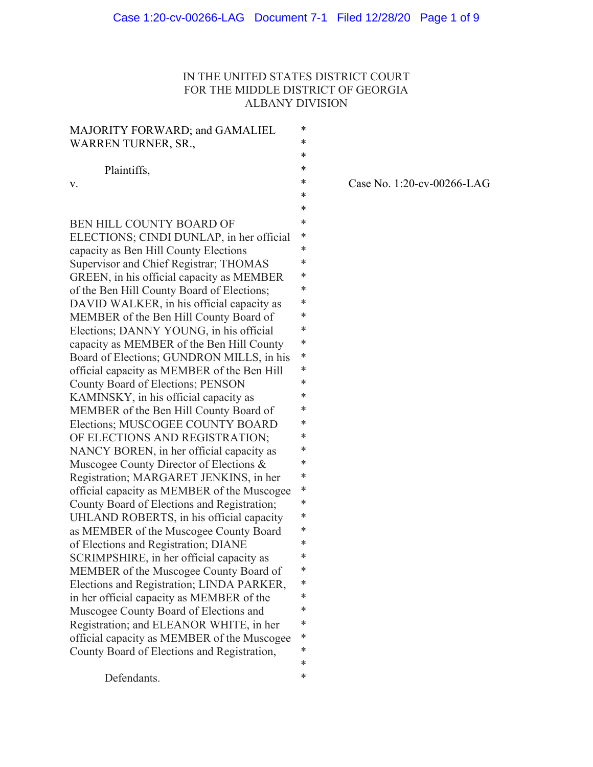IN THE UNITED STATES DISTRICT COURT
FOR THE MIDDLE DISTRICT OF GEORGIA
ALBANY DIVISION

MAJORITY FORWARD; and GAMALIEL WARREN TURNER, SR.,

Plaintiffs,

v.

Case No. 1:20-cv-00266-LAG

BEN HILL COUNTY BOARD OF ELECTIONS; CINDI DUNLAP, in her official capacity as Ben Hill County Elections Supervisor and Chief Registrar; THOMAS GREEN, in his official capacity as MEMBER of the Ben Hill County Board of Elections; DAVID WALKER, in his official capacity as MEMBER of the Ben Hill County Board of Elections; DANNY YOUNG, in his official capacity as MEMBER of the Ben Hill County Board of Elections; GUNDRON MILLS, in his official capacity as MEMBER of the Ben Hill County Board of Elections; PENSON KAMINSKY, in his official capacity as MEMBER of the Ben Hill County Board of Elections; MUSCOGEE COUNTY BOARD OF ELECTIONS AND REGISTRATION; NANCY BOREN, in her official capacity as Muscogee County Director of Elections & Registration; MARGARET JENKINS, in her official capacity as MEMBER of the Muscogee County Board of Elections and Registration; UHLAND ROBERTS, in his official capacity as MEMBER of the Muscogee County Board of Elections and Registration; DIANE SCRIMPSHIRE, in her official capacity as MEMBER of the Muscogee County Board of Elections and Registration; LINDA PARKER, in her official capacity as MEMBER of the Muscogee County Board of Elections and Registration; and ELEANOR WHITE, in her official capacity as MEMBER of the Muscogee County Board of Elections and Registration,

Defendants.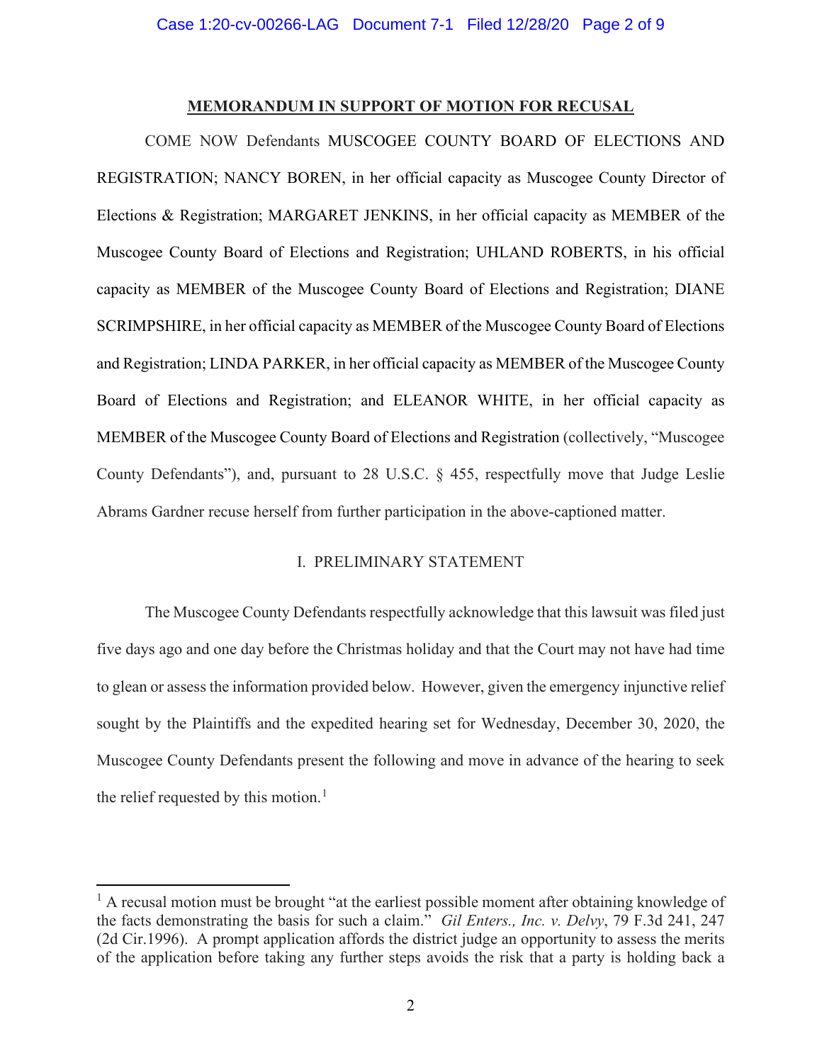## MEMORANDUM IN SUPPORT OF MOTION FOR RECUSAL

COME NOW Defendants MUSCOGEE COUNTY BOARD OF ELECTIONS AND REGISTRATION; NANCY BOREN, in her official capacity as Muscogee County Director of Elections & Registration; MARGARET JENKINS, in her official capacity as MEMBER of the Muscogee County Board of Elections and Registration; UHLAND ROBERTS, in his official capacity as MEMBER of the Muscogee County Board of Elections and Registration; DIANE SCRIMPSHIRE, in her official capacity as MEMBER of the Muscogee County Board of Elections and Registration; LINDA PARKER, in her official capacity as MEMBER of the Muscogee County Board of Elections and Registration; and ELEANOR WHITE, in her official capacity as MEMBER of the Muscogee County Board of Elections and Registration (collectively, "Muscogee County Defendants"), and, pursuant to 28 U.S.C. § 455, respectfully move that Judge Leslie Abrams Gardner recuse herself from further participation in the above-captioned matter.

### I. PRELIMINARY STATEMENT

The Muscogee County Defendants respectfully acknowledge that this lawsuit was filed just five days ago and one day before the Christmas holiday and that the Court may not have had time to glean or assess the information provided below. However, given the emergency injunctive relief sought by the Plaintiffs and the expedited hearing set for Wednesday, December 30, 2020, the Muscogee County Defendants present the following and move in advance of the hearing to seek the relief requested by this motion.[1]

---

[1] A recusal motion must be brought "at the earliest possible moment after obtaining knowledge of the facts demonstrating the basis for such a claim." *Gil Enters., Inc. v. Delvy*, 79 F.3d 241, 247 (2d Cir.1996). A prompt application affords the district judge an opportunity to assess the merits of the application before taking any further steps avoids the risk that a party is holding back a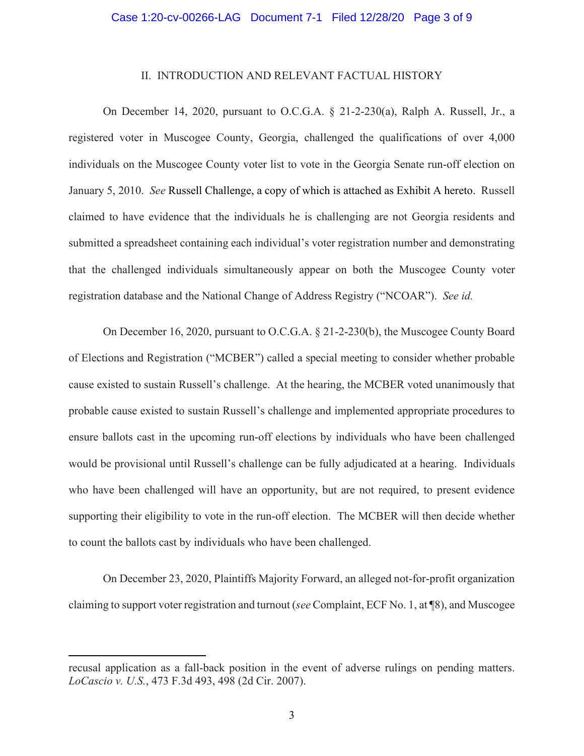## II. INTRODUCTION AND RELEVANT FACTUAL HISTORY

On December 14, 2020, pursuant to O.C.G.A. § 21-2-230(a), Ralph A. Russell, Jr., a registered voter in Muscogee County, Georgia, challenged the qualifications of over 4,000 individuals on the Muscogee County voter list to vote in the Georgia Senate run-off election on January 5, 2010. *See* Russell Challenge, a copy of which is attached as Exhibit A hereto. Russell claimed to have evidence that the individuals he is challenging are not Georgia residents and submitted a spreadsheet containing each individual's voter registration number and demonstrating that the challenged individuals simultaneously appear on both the Muscogee County voter registration database and the National Change of Address Registry ("NCOAR"). *See id.*

On December 16, 2020, pursuant to O.C.G.A. § 21-2-230(b), the Muscogee County Board of Elections and Registration ("MCBER") called a special meeting to consider whether probable cause existed to sustain Russell's challenge. At the hearing, the MCBER voted unanimously that probable cause existed to sustain Russell's challenge and implemented appropriate procedures to ensure ballots cast in the upcoming run-off elections by individuals who have been challenged would be provisional until Russell's challenge can be fully adjudicated at a hearing. Individuals who have been challenged will have an opportunity, but are not required, to present evidence supporting their eligibility to vote in the run-off election. The MCBER will then decide whether to count the ballots cast by individuals who have been challenged.

On December 23, 2020, Plaintiffs Majority Forward, an alleged not-for-profit organization claiming to support voter registration and turnout (*see* Complaint, ECF No. 1, at ¶8), and Muscogee

---

recusal application as a fall-back position in the event of adverse rulings on pending matters. *LoCascio v. U.S.*, 473 F.3d 493, 498 (2d Cir. 2007).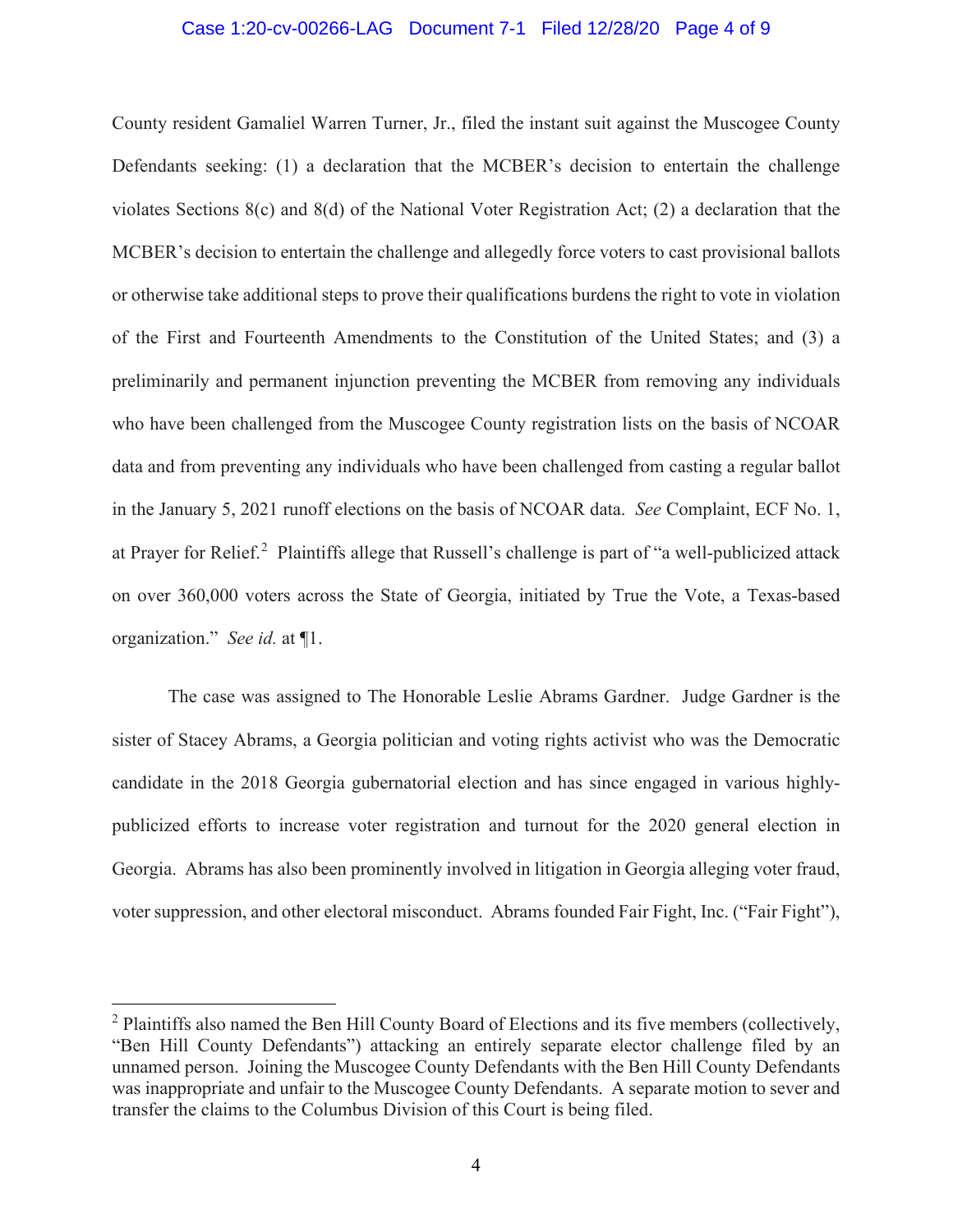County resident Gamaliel Warren Turner, Jr., filed the instant suit against the Muscogee County Defendants seeking: (1) a declaration that the MCBER's decision to entertain the challenge violates Sections 8(c) and 8(d) of the National Voter Registration Act; (2) a declaration that the MCBER's decision to entertain the challenge and allegedly force voters to cast provisional ballots or otherwise take additional steps to prove their qualifications burdens the right to vote in violation of the First and Fourteenth Amendments to the Constitution of the United States; and (3) a preliminarily and permanent injunction preventing the MCBER from removing any individuals who have been challenged from the Muscogee County registration lists on the basis of NCOAR data and from preventing any individuals who have been challenged from casting a regular ballot in the January 5, 2021 runoff elections on the basis of NCOAR data. *See* Complaint, ECF No. 1, at Prayer for Relief.[2] Plaintiffs allege that Russell's challenge is part of "a well-publicized attack on over 360,000 voters across the State of Georgia, initiated by True the Vote, a Texas-based organization." *See id.* at ¶1.

The case was assigned to The Honorable Leslie Abrams Gardner. Judge Gardner is the sister of Stacey Abrams, a Georgia politician and voting rights activist who was the Democratic candidate in the 2018 Georgia gubernatorial election and has since engaged in various highly-publicized efforts to increase voter registration and turnout for the 2020 general election in Georgia. Abrams has also been prominently involved in litigation in Georgia alleging voter fraud, voter suppression, and other electoral misconduct. Abrams founded Fair Fight, Inc. ("Fair Fight"),

[2] Plaintiffs also named the Ben Hill County Board of Elections and its five members (collectively, "Ben Hill County Defendants") attacking an entirely separate elector challenge filed by an unnamed person. Joining the Muscogee County Defendants with the Ben Hill County Defendants was inappropriate and unfair to the Muscogee County Defendants. A separate motion to sever and transfer the claims to the Columbus Division of this Court is being filed.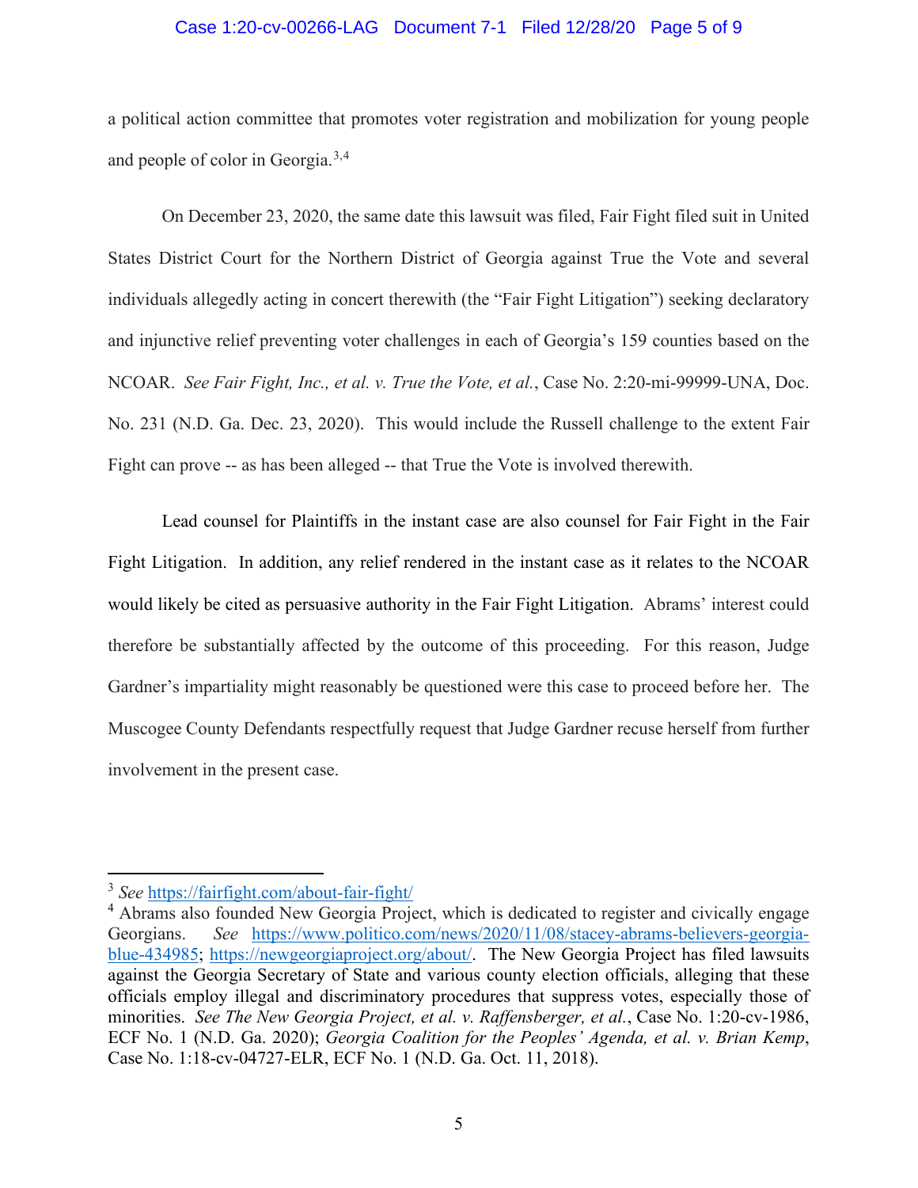a political action committee that promotes voter registration and mobilization for young people and people of color in Georgia.[3,4]

On December 23, 2020, the same date this lawsuit was filed, Fair Fight filed suit in United States District Court for the Northern District of Georgia against True the Vote and several individuals allegedly acting in concert therewith (the "Fair Fight Litigation") seeking declaratory and injunctive relief preventing voter challenges in each of Georgia's 159 counties based on the NCOAR. *See Fair Fight, Inc., et al. v. True the Vote, et al.*, Case No. 2:20-mi-99999-UNA, Doc. No. 231 (N.D. Ga. Dec. 23, 2020). This would include the Russell challenge to the extent Fair Fight can prove -- as has been alleged -- that True the Vote is involved therewith.

Lead counsel for Plaintiffs in the instant case are also counsel for Fair Fight in the Fair Fight Litigation. In addition, any relief rendered in the instant case as it relates to the NCOAR would likely be cited as persuasive authority in the Fair Fight Litigation. Abrams' interest could therefore be substantially affected by the outcome of this proceeding. For this reason, Judge Gardner's impartiality might reasonably be questioned were this case to proceed before her. The Muscogee County Defendants respectfully request that Judge Gardner recuse herself from further involvement in the present case.

---

[3] *See* https://fairfight.com/about-fair-fight/

[4] Abrams also founded New Georgia Project, which is dedicated to register and civically engage Georgians. *See* https://www.politico.com/news/2020/11/08/stacey-abrams-believers-georgia-blue-434985; https://newgeorgiaproject.org/about/. The New Georgia Project has filed lawsuits against the Georgia Secretary of State and various county election officials, alleging that these officials employ illegal and discriminatory procedures that suppress votes, especially those of minorities. *See The New Georgia Project, et al. v. Raffensberger, et al.*, Case No. 1:20-cv-1986, ECF No. 1 (N.D. Ga. 2020); *Georgia Coalition for the Peoples' Agenda, et al. v. Brian Kemp*, Case No. 1:18-cv-04727-ELR, ECF No. 1 (N.D. Ga. Oct. 11, 2018).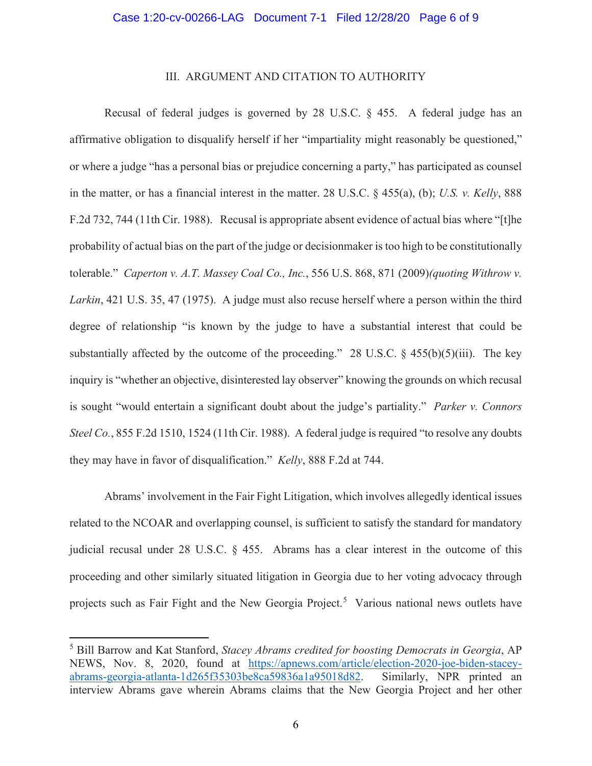## III. ARGUMENT AND CITATION TO AUTHORITY

Recusal of federal judges is governed by 28 U.S.C. § 455. A federal judge has an affirmative obligation to disqualify herself if her "impartiality might reasonably be questioned," or where a judge "has a personal bias or prejudice concerning a party," has participated as counsel in the matter, or has a financial interest in the matter. 28 U.S.C. § 455(a), (b); *U.S. v. Kelly*, 888 F.2d 732, 744 (11th Cir. 1988). Recusal is appropriate absent evidence of actual bias where "[t]he probability of actual bias on the part of the judge or decisionmaker is too high to be constitutionally tolerable." *Caperton v. A.T. Massey Coal Co., Inc.*, 556 U.S. 868, 871 (2009)*(quoting Withrow v. Larkin*, 421 U.S. 35, 47 (1975). A judge must also recuse herself where a person within the third degree of relationship "is known by the judge to have a substantial interest that could be substantially affected by the outcome of the proceeding." 28 U.S.C. § 455(b)(5)(iii). The key inquiry is "whether an objective, disinterested lay observer" knowing the grounds on which recusal is sought "would entertain a significant doubt about the judge's partiality." *Parker v. Connors Steel Co.*, 855 F.2d 1510, 1524 (11th Cir. 1988). A federal judge is required "to resolve any doubts they may have in favor of disqualification." *Kelly*, 888 F.2d at 744.

Abrams' involvement in the Fair Fight Litigation, which involves allegedly identical issues related to the NCOAR and overlapping counsel, is sufficient to satisfy the standard for mandatory judicial recusal under 28 U.S.C. § 455. Abrams has a clear interest in the outcome of this proceeding and other similarly situated litigation in Georgia due to her voting advocacy through projects such as Fair Fight and the New Georgia Project.[5] Various national news outlets have

---

[5] Bill Barrow and Kat Stanford, *Stacey Abrams credited for boosting Democrats in Georgia*, AP NEWS, Nov. 8, 2020, found at https://apnews.com/article/election-2020-joe-biden-stacey-abrams-georgia-atlanta-1d265f35303be8ca59836a1a95018d82. Similarly, NPR printed an interview Abrams gave wherein Abrams claims that the New Georgia Project and her other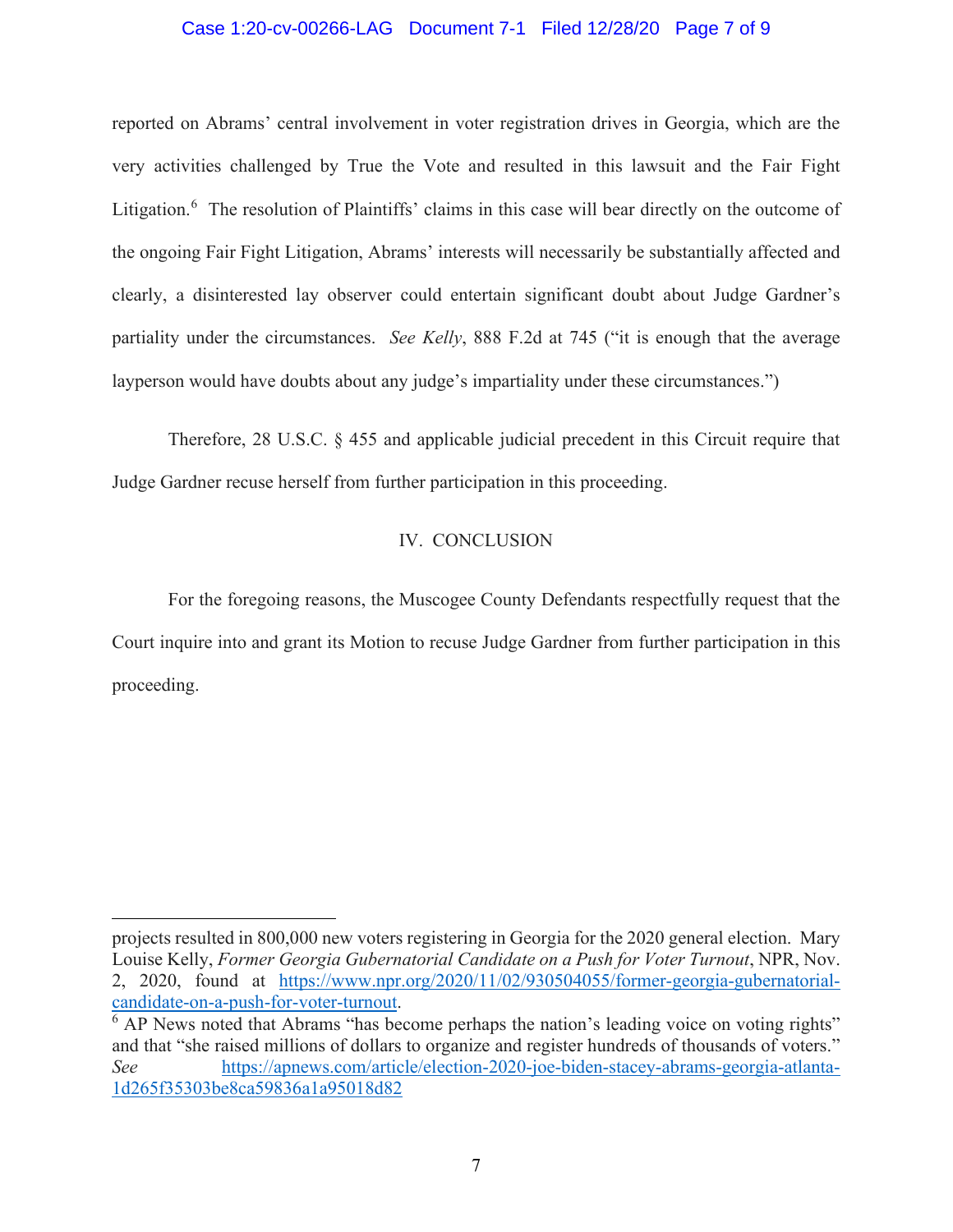reported on Abrams' central involvement in voter registration drives in Georgia, which are the very activities challenged by True the Vote and resulted in this lawsuit and the Fair Fight Litigation.[6] The resolution of Plaintiffs' claims in this case will bear directly on the outcome of the ongoing Fair Fight Litigation, Abrams' interests will necessarily be substantially affected and clearly, a disinterested lay observer could entertain significant doubt about Judge Gardner's partiality under the circumstances. *See Kelly*, 888 F.2d at 745 ("it is enough that the average layperson would have doubts about any judge's impartiality under these circumstances.")

Therefore, 28 U.S.C. § 455 and applicable judicial precedent in this Circuit require that Judge Gardner recuse herself from further participation in this proceeding.

## IV. CONCLUSION

For the foregoing reasons, the Muscogee County Defendants respectfully request that the Court inquire into and grant its Motion to recuse Judge Gardner from further participation in this proceeding.

---

projects resulted in 800,000 new voters registering in Georgia for the 2020 general election. Mary Louise Kelly, *Former Georgia Gubernatorial Candidate on a Push for Voter Turnout*, NPR, Nov. 2, 2020, found at https://www.npr.org/2020/11/02/930504055/former-georgia-gubernatorial-candidate-on-a-push-for-voter-turnout.

[6] AP News noted that Abrams "has become perhaps the nation's leading voice on voting rights" and that "she raised millions of dollars to organize and register hundreds of thousands of voters." *See* https://apnews.com/article/election-2020-joe-biden-stacey-abrams-georgia-atlanta-1d265f35303be8ca59836a1a95018d82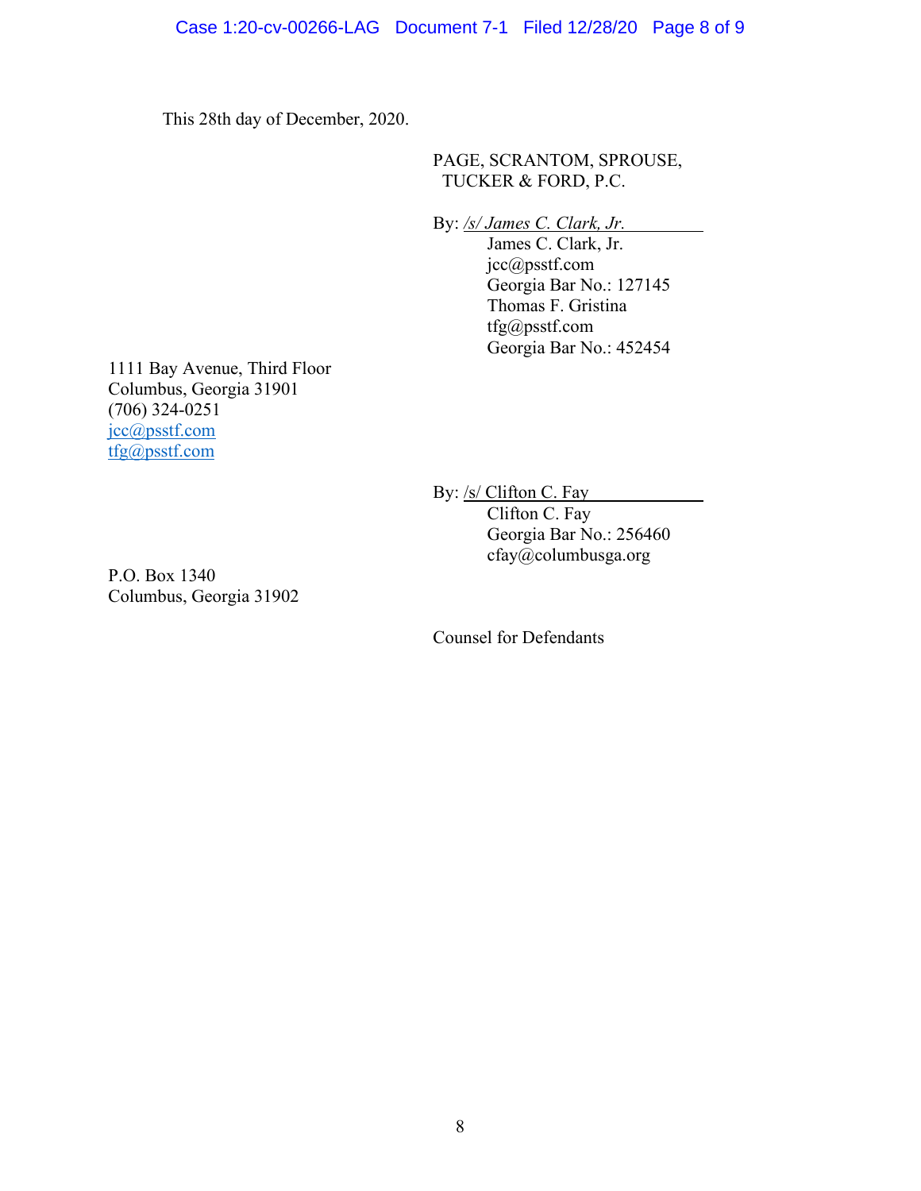This 28th day of December, 2020.

PAGE, SCRANTOM, SPROUSE,
TUCKER & FORD, P.C.

By: */s/ James C. Clark, Jr.*
James C. Clark, Jr.
jcc@psstf.com
Georgia Bar No.: 127145
Thomas F. Gristina
tfg@psstf.com
Georgia Bar No.: 452454

1111 Bay Avenue, Third Floor
Columbus, Georgia 31901
(706) 324-0251
jcc@psstf.com
tfg@psstf.com

By: /s/ Clifton C. Fay
Clifton C. Fay
Georgia Bar No.: 256460
cfay@columbusga.org

P.O. Box 1340
Columbus, Georgia 31902

Counsel for Defendants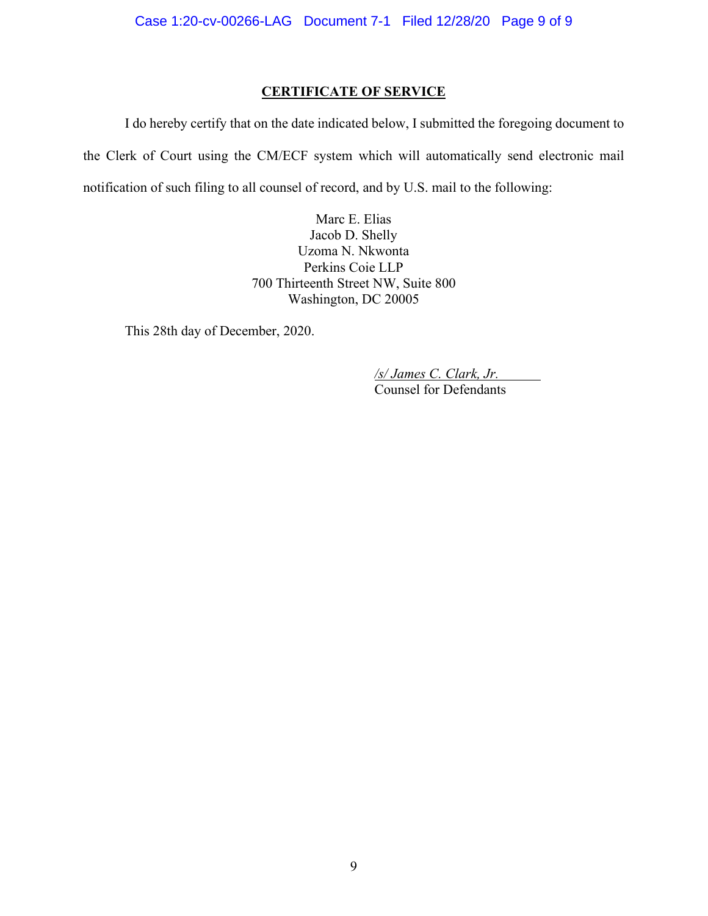## **CERTIFICATE OF SERVICE**

I do hereby certify that on the date indicated below, I submitted the foregoing document to the Clerk of Court using the CM/ECF system which will automatically send electronic mail notification of such filing to all counsel of record, and by U.S. mail to the following:

Marc E. Elias
Jacob D. Shelly
Uzoma N. Nkwonta
Perkins Coie LLP
700 Thirteenth Street NW, Suite 800
Washington, DC 20005

This 28th day of December, 2020.

*/s/ James C. Clark, Jr.*
Counsel for Defendants